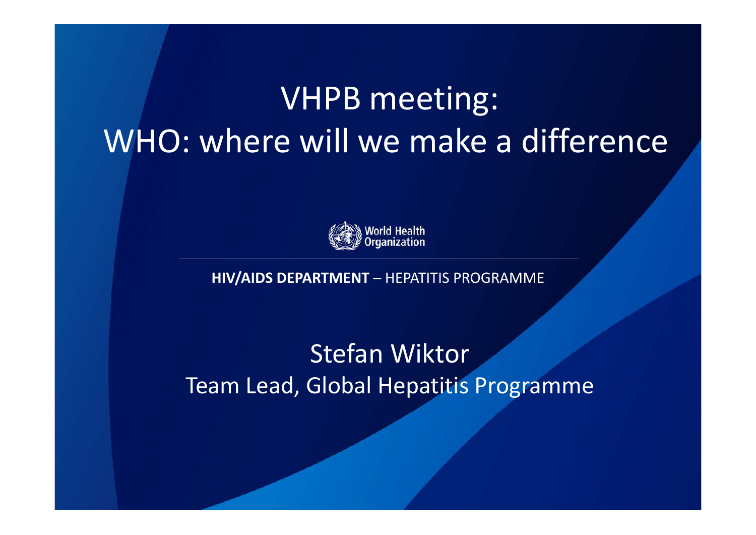# VHPB meeting: WHO: where will we make a difference

World Health Organization

**HIV/AIDS DEPARTMENT** – HEPATITIS PROGRAMME

Stefan Wiktor

Team Lead, Global Hepatitis Programme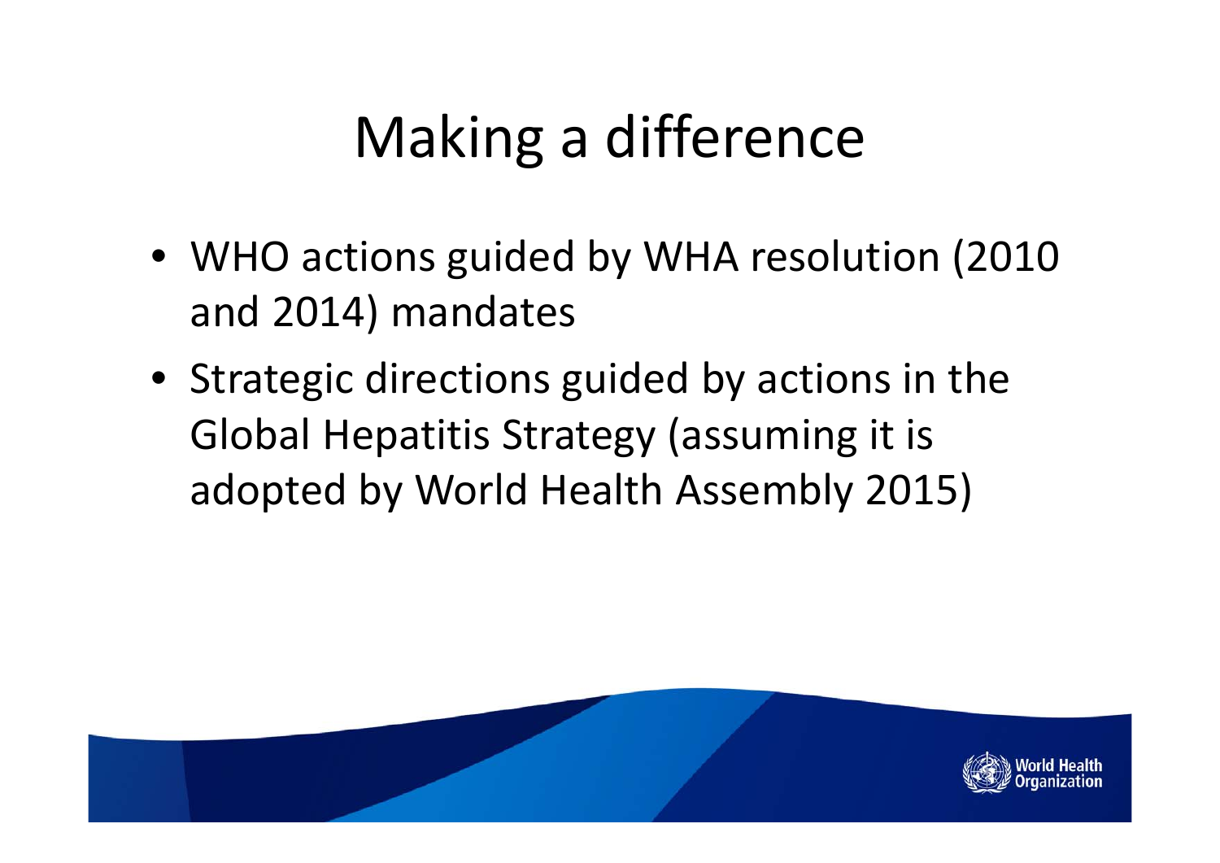# Making a difference

- WHO actions guided by WHA resolution (2010 and 2014) mandates
- Strategic directions guided by actions in the Global Hepatitis Strategy (assuming it is adopted by World Health Assembly 2015)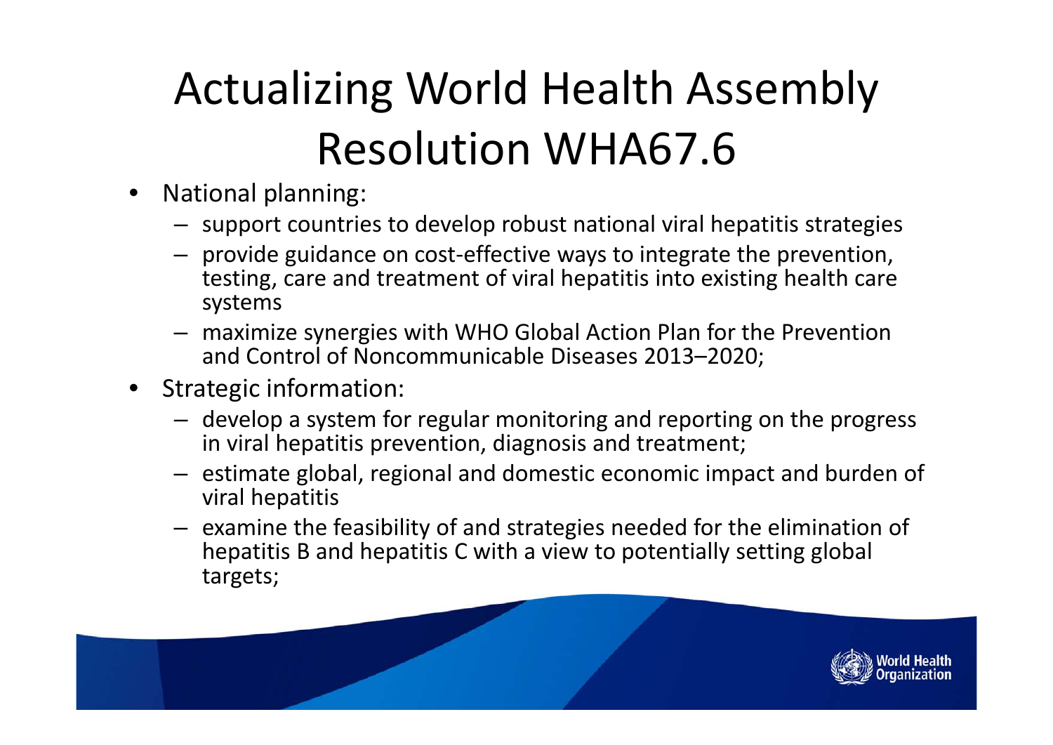# Actualizing World Health Assembly Resolution WHA67.6

- National planning:
  - support countries to develop robust national viral hepatitis strategies
  - provide guidance on cost-effective ways to integrate the prevention, testing, care and treatment of viral hepatitis into existing health care systems
  - maximize synergies with WHO Global Action Plan for the Prevention and Control of Noncommunicable Diseases 2013–2020;
- Strategic information:
  - develop a system for regular monitoring and reporting on the progress in viral hepatitis prevention, diagnosis and treatment;
  - estimate global, regional and domestic economic impact and burden of viral hepatitis
  - examine the feasibility of and strategies needed for the elimination of hepatitis B and hepatitis C with a view to potentially setting global targets;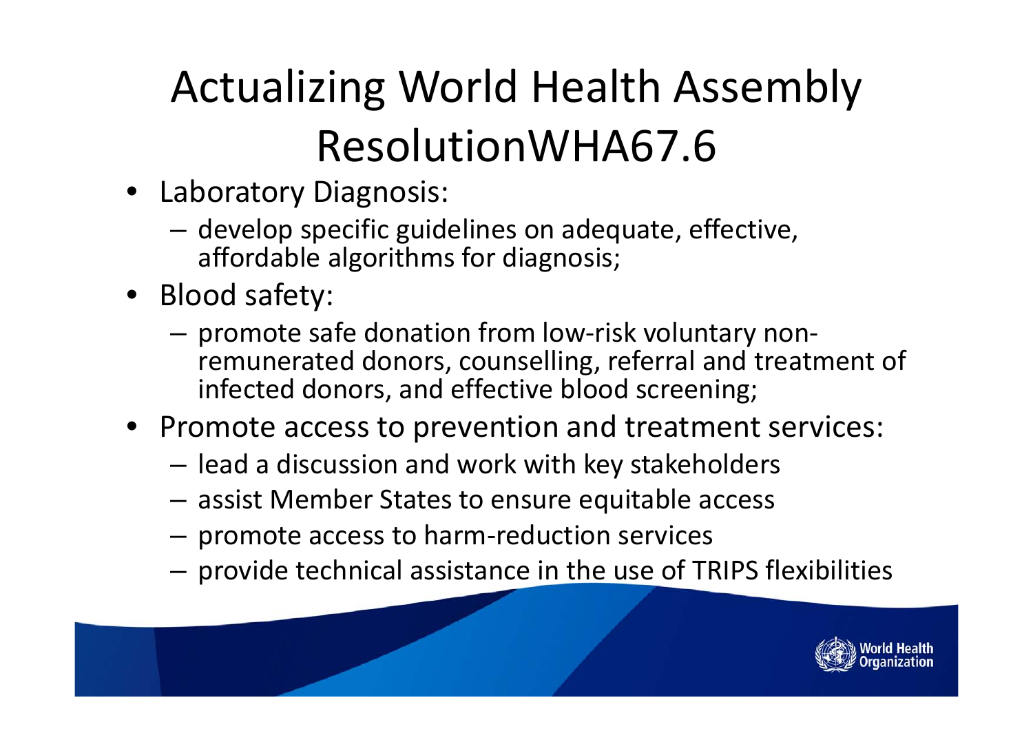# Actualizing World Health Assembly ResolutionWHA67.6

- Laboratory Diagnosis:
  - develop specific guidelines on adequate, effective, affordable algorithms for diagnosis;
- Blood safety:
  - promote safe donation from low-risk voluntary non-remunerated donors, counselling, referral and treatment of infected donors, and effective blood screening;
- Promote access to prevention and treatment services:
  - lead a discussion and work with key stakeholders
  - assist Member States to ensure equitable access
  - promote access to harm-reduction services
  - provide technical assistance in the use of TRIPS flexibilities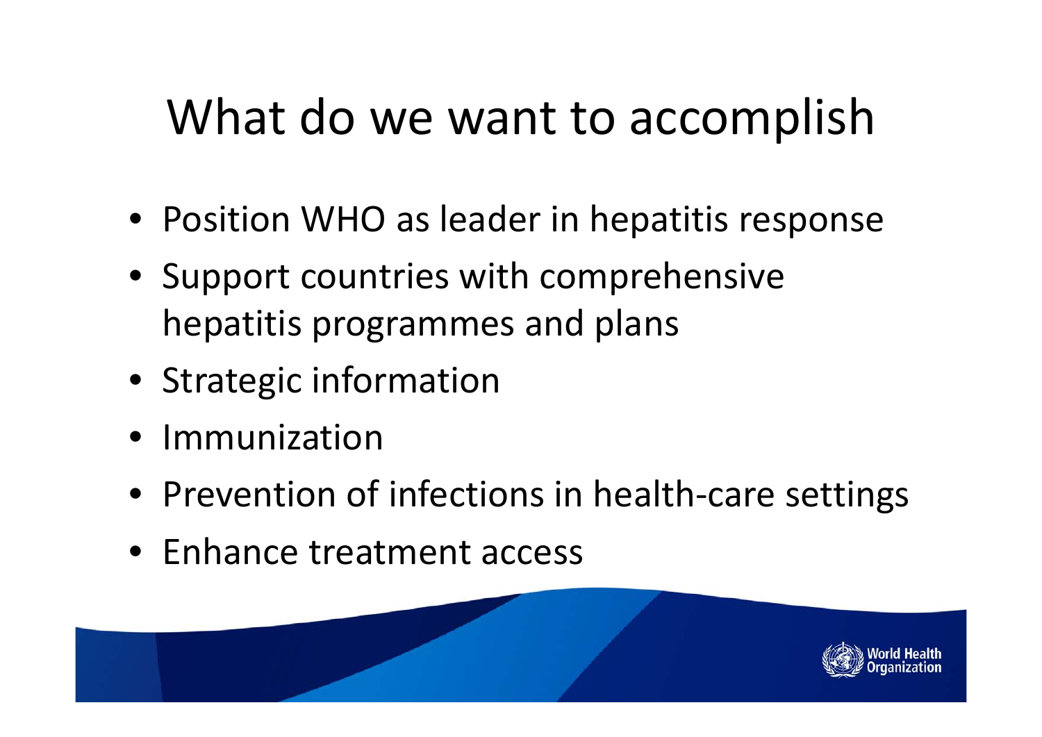# What do we want to accomplish

- Position WHO as leader in hepatitis response
- Support countries with comprehensive hepatitis programmes and plans
- Strategic information
- Immunization
- Prevention of infections in health-care settings
- Enhance treatment access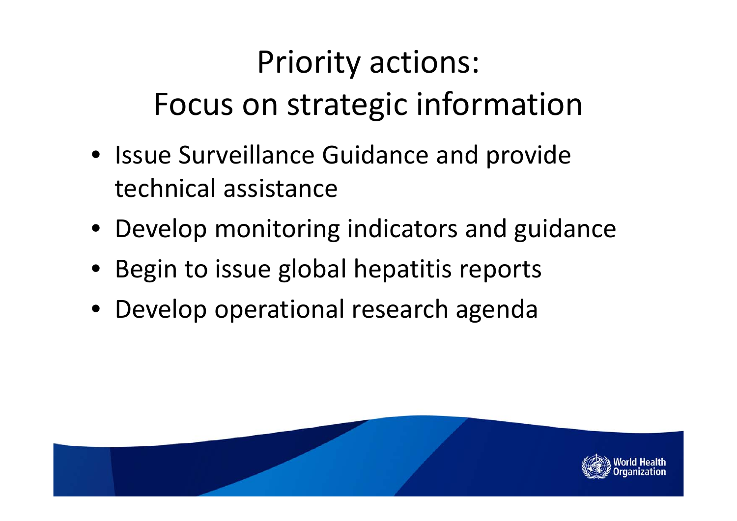# Priority actions: Focus on strategic information

- Issue Surveillance Guidance and provide technical assistance
- Develop monitoring indicators and guidance
- Begin to issue global hepatitis reports
- Develop operational research agenda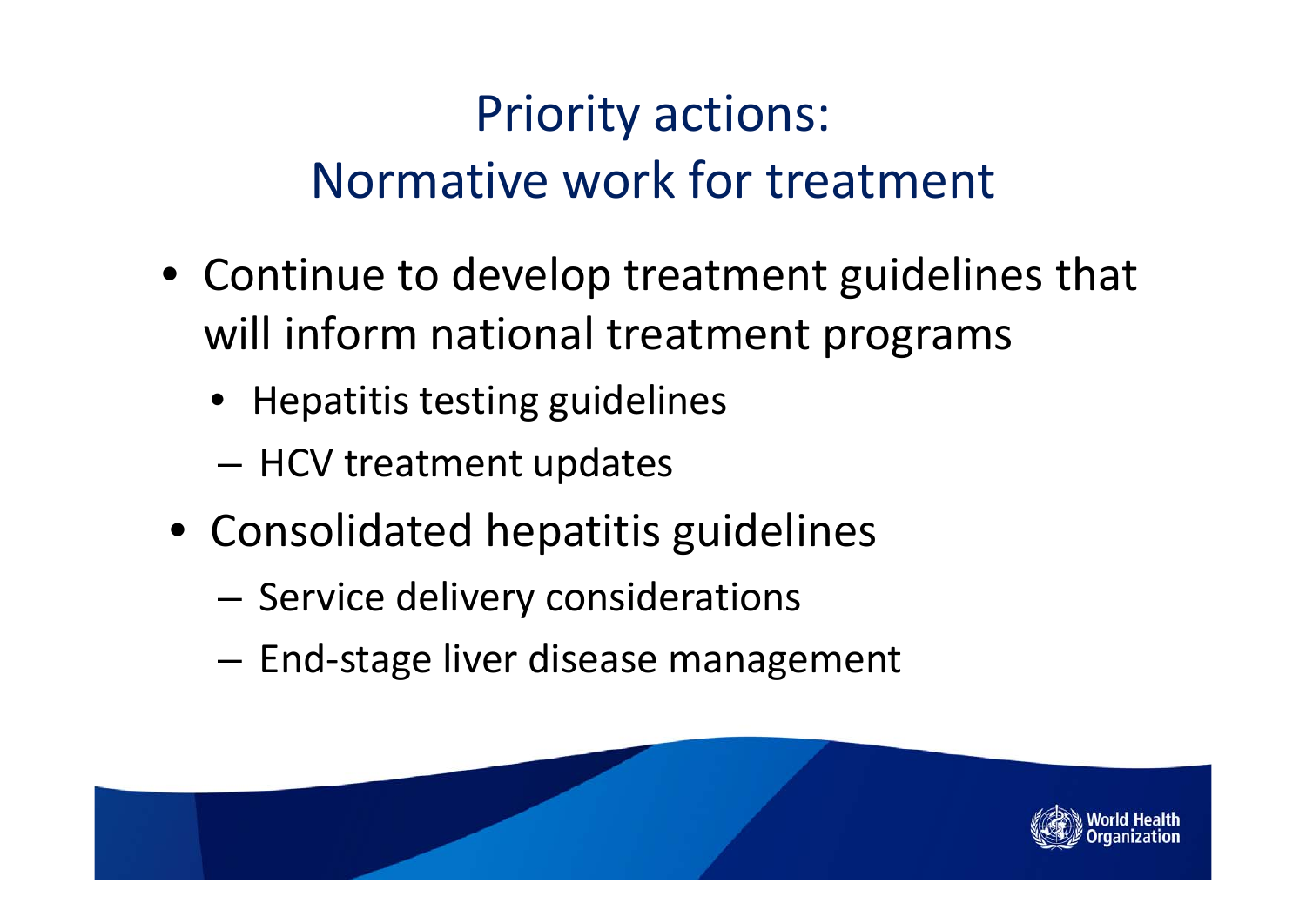# Priority actions: Normative work for treatment

- Continue to develop treatment guidelines that will inform national treatment programs
  - Hepatitis testing guidelines
  - HCV treatment updates
- Consolidated hepatitis guidelines
  - Service delivery considerations
  - End-stage liver disease management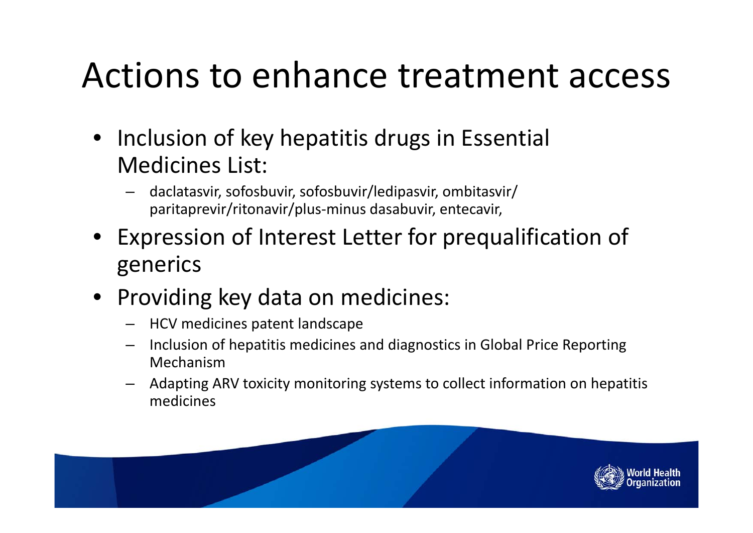# Actions to enhance treatment access

- Inclusion of key hepatitis drugs in Essential Medicines List:
  - daclatasvir, sofosbuvir, sofosbuvir/ledipasvir, ombitasvir/ paritaprevir/ritonavir/plus-minus dasabuvir, entecavir,
- Expression of Interest Letter for prequalification of generics
- Providing key data on medicines:
  - HCV medicines patent landscape
  - Inclusion of hepatitis medicines and diagnostics in Global Price Reporting Mechanism
  - Adapting ARV toxicity monitoring systems to collect information on hepatitis medicines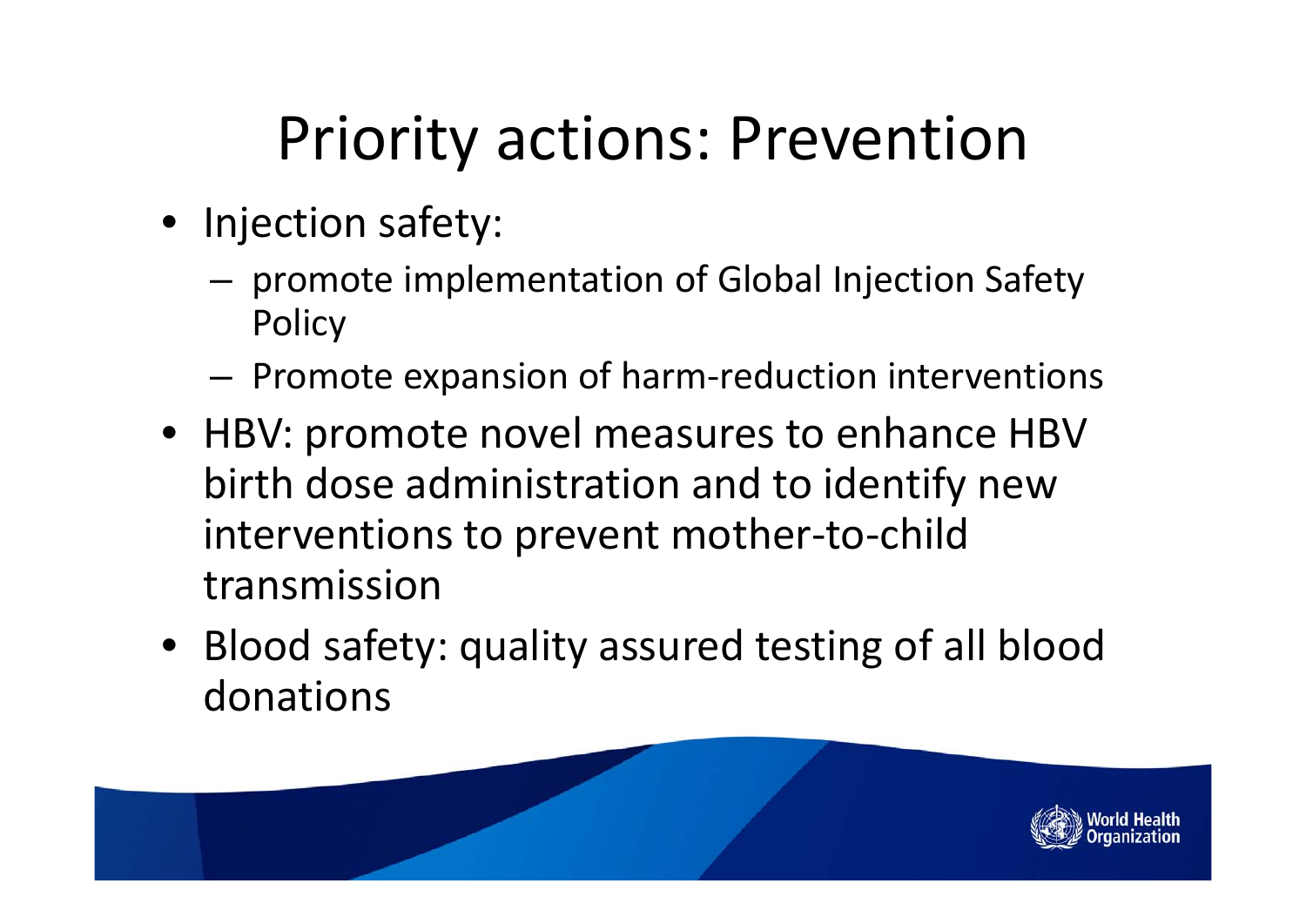# Priority actions: Prevention

- Injection safety:
  - promote implementation of Global Injection Safety Policy
  - Promote expansion of harm-reduction interventions
- HBV: promote novel measures to enhance HBV birth dose administration and to identify new interventions to prevent mother-to-child transmission
- Blood safety: quality assured testing of all blood donations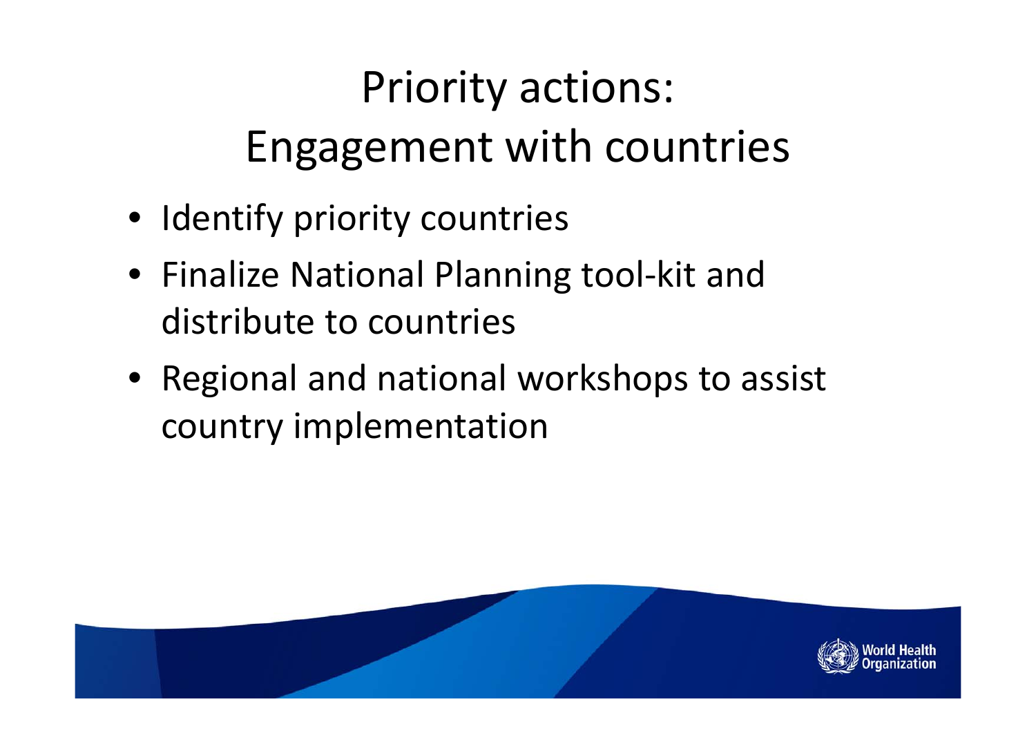# Priority actions: Engagement with countries

- Identify priority countries
- Finalize National Planning tool-kit and distribute to countries
- Regional and national workshops to assist country implementation